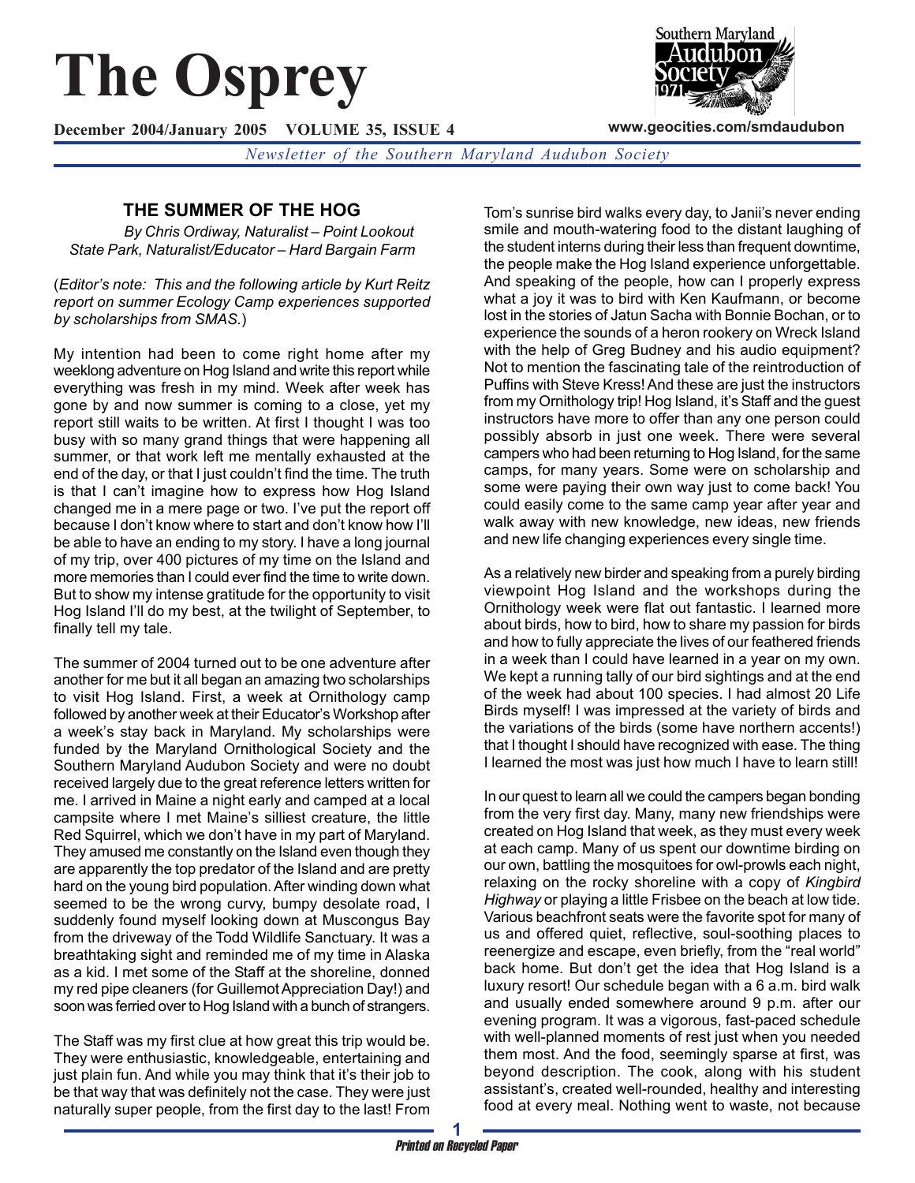# The Osprey

**December 2004/January 2005 VOLUME 35, ISSUE 4**

www.geocities.com/smdaudubon

*Newsletter of the Southern Maryland Audubon Society*

## THE SUMMER OF THE HOG

*By Chris Ordiway, Naturalist – Point Lookout State Park, Naturalist/Educator – Hard Bargain Farm*

(*Editor's note: This and the following article by Kurt Reitz report on summer Ecology Camp experiences supported by scholarships from SMAS.*)

My intention had been to come right home after my weeklong adventure on Hog Island and write this report while everything was fresh in my mind. Week after week has gone by and now summer is coming to a close, yet my report still waits to be written. At first I thought I was too busy with so many grand things that were happening all summer, or that work left me mentally exhausted at the end of the day, or that I just couldn't find the time. The truth is that I can't imagine how to express how Hog Island changed me in a mere page or two. I've put the report off because I don't know where to start and don't know how I'll be able to have an ending to my story. I have a long journal of my trip, over 400 pictures of my time on the Island and more memories than I could ever find the time to write down. But to show my intense gratitude for the opportunity to visit Hog Island I'll do my best, at the twilight of September, to finally tell my tale.

The summer of 2004 turned out to be one adventure after another for me but it all began an amazing two scholarships to visit Hog Island. First, a week at Ornithology camp followed by another week at their Educator's Workshop after a week's stay back in Maryland. My scholarships were funded by the Maryland Ornithological Society and the Southern Maryland Audubon Society and were no doubt received largely due to the great reference letters written for me. I arrived in Maine a night early and camped at a local campsite where I met Maine's silliest creature, the little Red Squirrel, which we don't have in my part of Maryland. They amused me constantly on the Island even though they are apparently the top predator of the Island and are pretty hard on the young bird population. After winding down what seemed to be the wrong curvy, bumpy desolate road, I suddenly found myself looking down at Muscongus Bay from the driveway of the Todd Wildlife Sanctuary. It was a breathtaking sight and reminded me of my time in Alaska as a kid. I met some of the Staff at the shoreline, donned my red pipe cleaners (for Guillemot Appreciation Day!) and soon was ferried over to Hog Island with a bunch of strangers.

The Staff was my first clue at how great this trip would be. They were enthusiastic, knowledgeable, entertaining and just plain fun. And while you may think that it's their job to be that way that was definitely not the case. They were just naturally super people, from the first day to the last! From Tom's sunrise bird walks every day, to Janii's never ending smile and mouth-watering food to the distant laughing of the student interns during their less than frequent downtime, the people make the Hog Island experience unforgettable. And speaking of the people, how can I properly express what a joy it was to bird with Ken Kaufmann, or become lost in the stories of Jatun Sacha with Bonnie Bochan, or to experience the sounds of a heron rookery on Wreck Island with the help of Greg Budney and his audio equipment? Not to mention the fascinating tale of the reintroduction of Puffins with Steve Kress! And these are just the instructors from my Ornithology trip! Hog Island, it's Staff and the guest instructors have more to offer than any one person could possibly absorb in just one week. There were several campers who had been returning to Hog Island, for the same camps, for many years. Some were on scholarship and some were paying their own way just to come back! You could easily come to the same camp year after year and walk away with new knowledge, new ideas, new friends and new life changing experiences every single time.

As a relatively new birder and speaking from a purely birding viewpoint Hog Island and the workshops during the Ornithology week were flat out fantastic. I learned more about birds, how to bird, how to share my passion for birds and how to fully appreciate the lives of our feathered friends in a week than I could have learned in a year on my own. We kept a running tally of our bird sightings and at the end of the week had about 100 species. I had almost 20 Life Birds myself! I was impressed at the variety of birds and the variations of the birds (some have northern accents!) that I thought I should have recognized with ease. The thing I learned the most was just how much I have to learn still!

In our quest to learn all we could the campers began bonding from the very first day. Many, many new friendships were created on Hog Island that week, as they must every week at each camp. Many of us spent our downtime birding on our own, battling the mosquitoes for owl-prowls each night, relaxing on the rocky shoreline with a copy of *Kingbird Highway* or playing a little Frisbee on the beach at low tide. Various beachfront seats were the favorite spot for many of us and offered quiet, reflective, soul-soothing places to reenergize and escape, even briefly, from the "real world" back home. But don't get the idea that Hog Island is a luxury resort! Our schedule began with a 6 a.m. bird walk and usually ended somewhere around 9 p.m. after our evening program. It was a vigorous, fast-paced schedule with well-planned moments of rest just when you needed them most. And the food, seemingly sparse at first, was beyond description. The cook, along with his student assistant's, created well-rounded, healthy and interesting food at every meal. Nothing went to waste, not because

*Printed on Recycled Paper*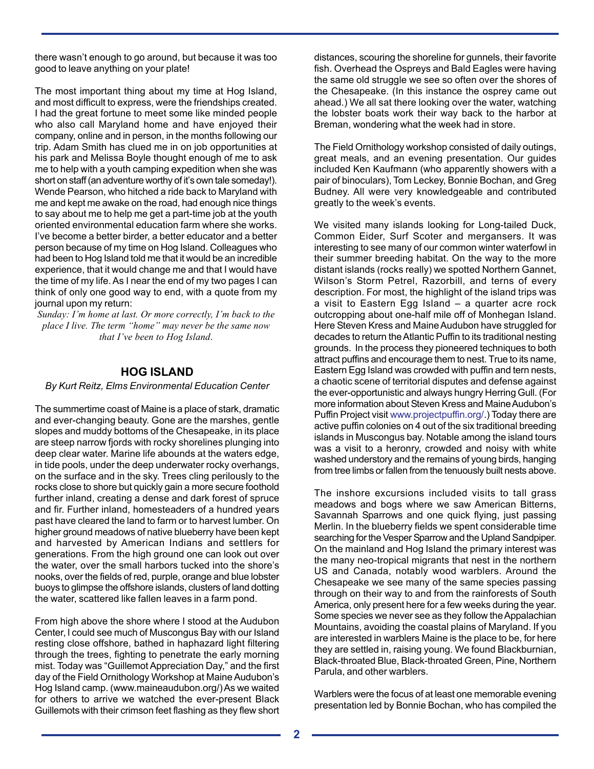there wasn't enough to go around, but because it was too good to leave anything on your plate!

The most important thing about my time at Hog Island, and most difficult to express, were the friendships created. I had the great fortune to meet some like minded people who also call Maryland home and have enjoyed their company, online and in person, in the months following our trip. Adam Smith has clued me in on job opportunities at his park and Melissa Boyle thought enough of me to ask me to help with a youth camping expedition when she was short on staff (an adventure worthy of it's own tale someday!). Wende Pearson, who hitched a ride back to Maryland with me and kept me awake on the road, had enough nice things to say about me to help me get a part-time job at the youth oriented environmental education farm where she works. I've become a better birder, a better educator and a better person because of my time on Hog Island. Colleagues who had been to Hog Island told me that it would be an incredible experience, that it would change me and that I would have the time of my life. As I near the end of my two pages I can think of only one good way to end, with a quote from my journal upon my return:

*Sunday: I'm home at last. Or more correctly, I'm back to the place I live. The term "home" may never be the same now that I've been to Hog Island.*

## HOG ISLAND

*By Kurt Reitz, Elms Environmental Education Center*

The summertime coast of Maine is a place of stark, dramatic and ever-changing beauty. Gone are the marshes, gentle slopes and muddy bottoms of the Chesapeake, in its place are steep narrow fjords with rocky shorelines plunging into deep clear water. Marine life abounds at the waters edge, in tide pools, under the deep underwater rocky overhangs, on the surface and in the sky. Trees cling perilously to the rocks close to shore but quickly gain a more secure foothold further inland, creating a dense and dark forest of spruce and fir. Further inland, homesteaders of a hundred years past have cleared the land to farm or to harvest lumber. On higher ground meadows of native blueberry have been kept and harvested by American Indians and settlers for generations. From the high ground one can look out over the water, over the small harbors tucked into the shore's nooks, over the fields of red, purple, orange and blue lobster buoys to glimpse the offshore islands, clusters of land dotting the water, scattered like fallen leaves in a farm pond.

From high above the shore where I stood at the Audubon Center, I could see much of Muscongus Bay with our Island resting close offshore, bathed in haphazard light filtering through the trees, fighting to penetrate the early morning mist. Today was "Guillemot Appreciation Day," and the first day of the Field Ornithology Workshop at Maine Audubon's Hog Island camp. (www.maineaudubon.org/) As we waited for others to arrive we watched the ever-present Black Guillemots with their crimson feet flashing as they flew short distances, scouring the shoreline for gunnels, their favorite fish. Overhead the Ospreys and Bald Eagles were having the same old struggle we see so often over the shores of the Chesapeake. (In this instance the osprey came out ahead.) We all sat there looking over the water, watching the lobster boats work their way back to the harbor at Breman, wondering what the week had in store.

The Field Ornithology workshop consisted of daily outings, great meals, and an evening presentation. Our guides included Ken Kaufmann (who apparently showers with a pair of binoculars), Tom Leckey, Bonnie Bochan, and Greg Budney. All were very knowledgeable and contributed greatly to the week's events.

We visited many islands looking for Long-tailed Duck, Common Eider, Surf Scoter and mergansers. It was interesting to see many of our common winter waterfowl in their summer breeding habitat. On the way to the more distant islands (rocks really) we spotted Northern Gannet, Wilson's Storm Petrel, Razorbill, and terns of every description. For most, the highlight of the island trips was a visit to Eastern Egg Island – a quarter acre rock outcropping about one-half mile off of Monhegan Island. Here Steven Kress and Maine Audubon have struggled for decades to return the Atlantic Puffin to its traditional nesting grounds. In the process they pioneered techniques to both attract puffins and encourage them to nest. True to its name, Eastern Egg Island was crowded with puffin and tern nests, a chaotic scene of territorial disputes and defense against the ever-opportunistic and always hungry Herring Gull. (For more information about Steven Kress and Maine Audubon's Puffin Project visit www.projectpuffin.org/.) Today there are active puffin colonies on 4 out of the six traditional breeding islands in Muscongus bay. Notable among the island tours was a visit to a heronry, crowded and noisy with white washed understory and the remains of young birds, hanging from tree limbs or fallen from the tenuously built nests above.

The inshore excursions included visits to tall grass meadows and bogs where we saw American Bitterns, Savannah Sparrows and one quick flying, just passing Merlin. In the blueberry fields we spent considerable time searching for the Vesper Sparrow and the Upland Sandpiper. On the mainland and Hog Island the primary interest was the many neo-tropical migrants that nest in the northern US and Canada, notably wood warblers. Around the Chesapeake we see many of the same species passing through on their way to and from the rainforests of South America, only present here for a few weeks during the year. Some species we never see as they follow the Appalachian Mountains, avoiding the coastal plains of Maryland. If you are interested in warblers Maine is the place to be, for here they are settled in, raising young. We found Blackburnian, Black-throated Blue, Black-throated Green, Pine, Northern Parula, and other warblers.

Warblers were the focus of at least one memorable evening presentation led by Bonnie Bochan, who has compiled the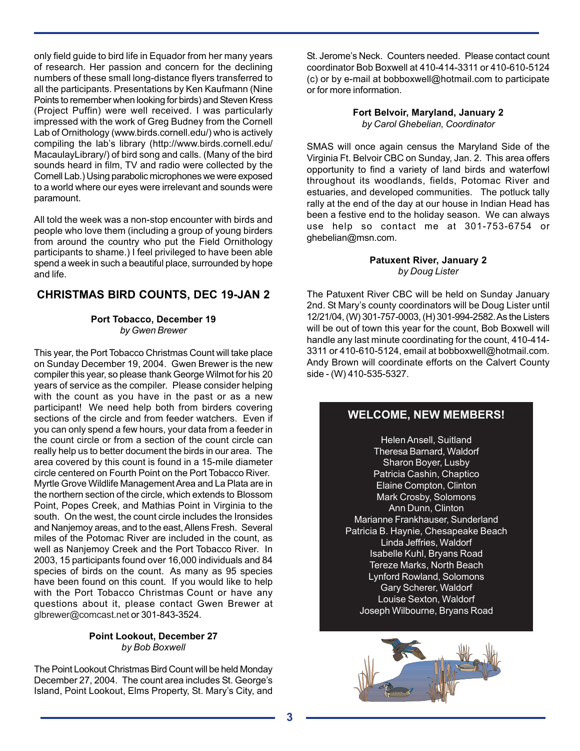only field guide to bird life in Equador from her many years of research. Her passion and concern for the declining numbers of these small long-distance flyers transferred to all the participants. Presentations by Ken Kaufmann (Nine Points to remember when looking for birds) and Steven Kress (Project Puffin) were well received. I was particularly impressed with the work of Greg Budney from the Cornell Lab of Ornithology (www.birds.cornell.edu/) who is actively compiling the lab's library (http://www.birds.cornell.edu/MacaulayLibrary/) of bird song and calls. (Many of the bird sounds heard in film, TV and radio were collected by the Cornell Lab.) Using parabolic microphones we were exposed to a world where our eyes were irrelevant and sounds were paramount.

All told the week was a non-stop encounter with birds and people who love them (including a group of young birders from around the country who put the Field Ornithology participants to shame.) I feel privileged to have been able spend a week in such a beautiful place, surrounded by hope and life.

## CHRISTMAS BIRD COUNTS, DEC 19-JAN 2

### Port Tobacco, December 19

*by Gwen Brewer*

This year, the Port Tobacco Christmas Count will take place on Sunday December 19, 2004. Gwen Brewer is the new compiler this year, so please thank George Wilmot for his 20 years of service as the compiler. Please consider helping with the count as you have in the past or as a new participant! We need help both from birders covering sections of the circle and from feeder watchers. Even if you can only spend a few hours, your data from a feeder in the count circle or from a section of the count circle can really help us to better document the birds in our area. The area covered by this count is found in a 15-mile diameter circle centered on Fourth Point on the Port Tobacco River. Myrtle Grove Wildlife Management Area and La Plata are in the northern section of the circle, which extends to Blossom Point, Popes Creek, and Mathias Point in Virginia to the south. On the west, the count circle includes the Ironsides and Nanjemoy areas, and to the east, Allens Fresh. Several miles of the Potomac River are included in the count, as well as Nanjemoy Creek and the Port Tobacco River. In 2003, 15 participants found over 16,000 individuals and 84 species of birds on the count. As many as 95 species have been found on this count. If you would like to help with the Port Tobacco Christmas Count or have any questions about it, please contact Gwen Brewer at glbrewer@comcast.net or 301-843-3524.

### Point Lookout, December 27

*by Bob Boxwell*

The Point Lookout Christmas Bird Count will be held Monday December 27, 2004. The count area includes St. George's Island, Point Lookout, Elms Property, St. Mary's City, and St. Jerome's Neck. Counters needed. Please contact count coordinator Bob Boxwell at 410-414-3311 or 410-610-5124 (c) or by e-mail at bobboxwell@hotmail.com to participate or for more information.

### Fort Belvoir, Maryland, January 2

*by Carol Ghebelian, Coordinator*

SMAS will once again census the Maryland Side of the Virginia Ft. Belvoir CBC on Sunday, Jan. 2. This area offers opportunity to find a variety of land birds and waterfowl throughout its woodlands, fields, Potomac River and estuaries, and developed communities. The potluck tally rally at the end of the day at our house in Indian Head has been a festive end to the holiday season. We can always use help so contact me at 301-753-6754 or ghebelian@msn.com.

### Patuxent River, January 2

*by Doug Lister*

The Patuxent River CBC will be held on Sunday January 2nd. St Mary's county coordinators will be Doug Lister until 12/21/04, (W) 301-757-0003, (H) 301-994-2582. As the Listers will be out of town this year for the count, Bob Boxwell will handle any last minute coordinating for the count, 410-414-3311 or 410-610-5124, email at bobboxwell@hotmail.com. Andy Brown will coordinate efforts on the Calvert County side - (W) 410-535-5327.

## WELCOME, NEW MEMBERS!

Helen Ansell, Suitland
Theresa Barnard, Waldorf
Sharon Boyer, Lusby
Patricia Cashin, Chaptico
Elaine Compton, Clinton
Mark Crosby, Solomons
Ann Dunn, Clinton
Marianne Frankhauser, Sunderland
Patricia B. Haynie, Chesapeake Beach
Linda Jeffries, Waldorf
Isabelle Kuhl, Bryans Road
Tereze Marks, North Beach
Lynford Rowland, Solomons
Gary Scherer, Waldorf
Louise Sexton, Waldorf
Joseph Wilbourne, Bryans Road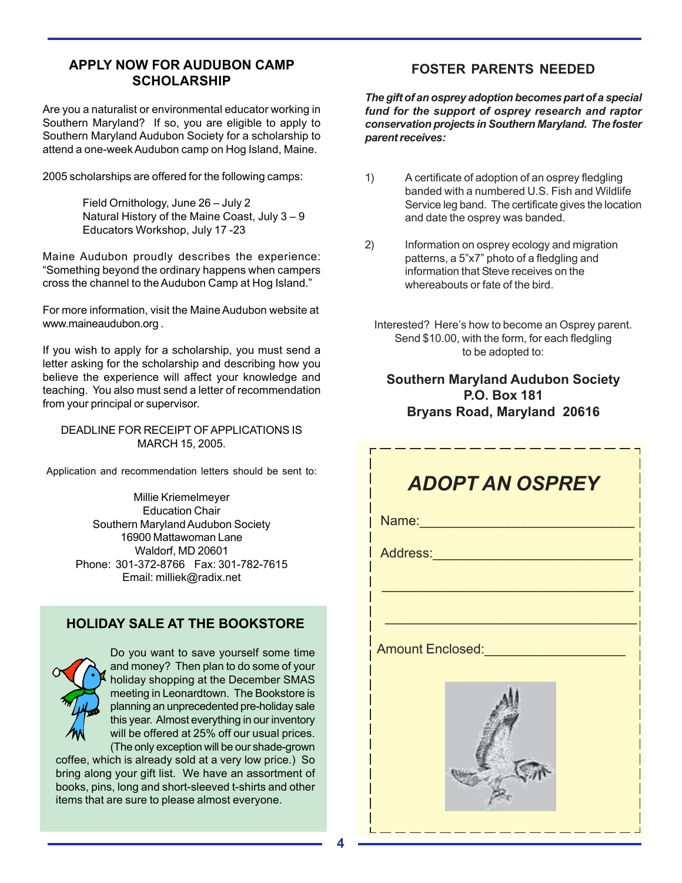## APPLY NOW FOR AUDUBON CAMP SCHOLARSHIP

Are you a naturalist or environmental educator working in Southern Maryland? If so, you are eligible to apply to Southern Maryland Audubon Society for a scholarship to attend a one-week Audubon camp on Hog Island, Maine.

2005 scholarships are offered for the following camps:

Field Ornithology, June 26 – July 2
Natural History of the Maine Coast, July 3 – 9
Educators Workshop, July 17 -23

Maine Audubon proudly describes the experience: "Something beyond the ordinary happens when campers cross the channel to the Audubon Camp at Hog Island."

For more information, visit the Maine Audubon website at www.maineaudubon.org .

If you wish to apply for a scholarship, you must send a letter asking for the scholarship and describing how you believe the experience will affect your knowledge and teaching. You also must send a letter of recommendation from your principal or supervisor.

DEADLINE FOR RECEIPT OF APPLICATIONS IS MARCH 15, 2005.

Application and recommendation letters should be sent to:

Millie Kriemelmeyer
Education Chair
Southern Maryland Audubon Society
16900 Mattawoman Lane
Waldorf, MD 20601
Phone: 301-372-8766 Fax: 301-782-7615
Email: milliek@radix.net

## HOLIDAY SALE AT THE BOOKSTORE

Do you want to save yourself some time and money? Then plan to do some of your holiday shopping at the December SMAS meeting in Leonardtown. The Bookstore is planning an unprecedented pre-holiday sale this year. Almost everything in our inventory will be offered at 25% off our usual prices. (The only exception will be our shade-grown coffee, which is already sold at a very low price.) So bring along your gift list. We have an assortment of books, pins, long and short-sleeved t-shirts and other items that are sure to please almost everyone.

## FOSTER PARENTS NEEDED

***The gift of an osprey adoption becomes part of a special fund for the support of osprey research and raptor conservation projects in Southern Maryland. The foster parent receives:***

1) A certificate of adoption of an osprey fledgling banded with a numbered U.S. Fish and Wildlife Service leg band. The certificate gives the location and date the osprey was banded.

2) Information on osprey ecology and migration patterns, a 5"x7" photo of a fledgling and information that Steve receives on the whereabouts or fate of the bird.

Interested? Here's how to become an Osprey parent. Send $10.00, with the form, for each fledgling to be adopted to:

**Southern Maryland Audubon Society**
**P.O. Box 181**
**Bryans Road, Maryland 20616**

### *ADOPT AN OSPREY*

Name:___________________________

Address:_________________________

_________________________________

_________________________________

Amount Enclosed:_________________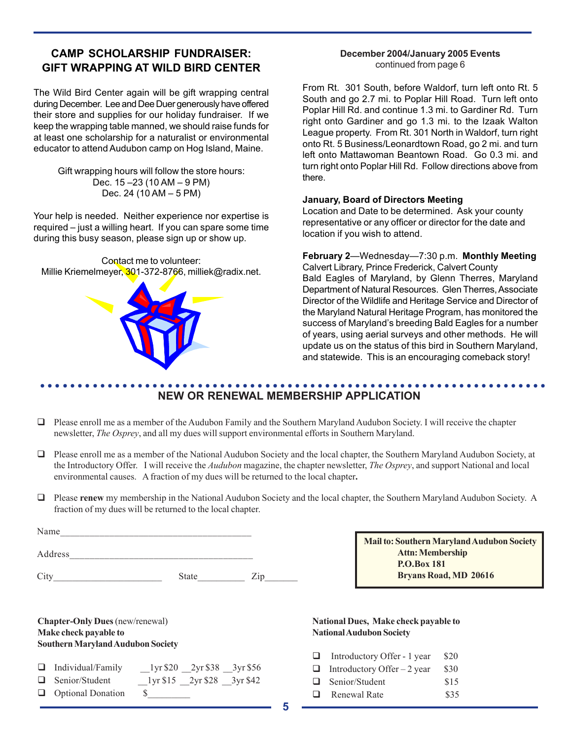## CAMP SCHOLARSHIP FUNDRAISER: GIFT WRAPPING AT WILD BIRD CENTER

The Wild Bird Center again will be gift wrapping central during December. Lee and Dee Duer generously have offered their store and supplies for our holiday fundraiser. If we keep the wrapping table manned, we should raise funds for at least one scholarship for a naturalist or environmental educator to attend Audubon camp on Hog Island, Maine.

Gift wrapping hours will follow the store hours:
Dec. 15 –23 (10 AM – 9 PM)
Dec. 24 (10 AM – 5 PM)

Your help is needed. Neither experience nor expertise is required – just a willing heart. If you can spare some time during this busy season, please sign up or show up.

Contact me to volunteer:
Millie Kriemelmeyer, 301-372-8766, milliek@radix.net.

**December 2004/January 2005 Events**
continued from page 6

From Rt. 301 South, before Waldorf, turn left onto Rt. 5 South and go 2.7 mi. to Poplar Hill Road. Turn left onto Poplar Hill Rd. and continue 1.3 mi. to Gardiner Rd. Turn right onto Gardiner and go 1.3 mi. to the Izaak Walton League property. From Rt. 301 North in Waldorf, turn right onto Rt. 5 Business/Leonardtown Road, go 2 mi. and turn left onto Mattawoman Beantown Road. Go 0.3 mi. and turn right onto Poplar Hill Rd. Follow directions above from there.

**January, Board of Directors Meeting**
Location and Date to be determined. Ask your county representative or any officer or director for the date and location if you wish to attend.

**February 2**—Wednesday—7:30 p.m. **Monthly Meeting**
Calvert Library, Prince Frederick, Calvert County
Bald Eagles of Maryland, by Glenn Therres, Maryland Department of Natural Resources. Glen Therres, Associate Director of the Wildlife and Heritage Service and Director of the Maryland Natural Heritage Program, has monitored the success of Maryland's breeding Bald Eagles for a number of years, using aerial surveys and other methods. He will update us on the status of this bird in Southern Maryland, and statewide. This is an encouraging comeback story!

## NEW OR RENEWAL MEMBERSHIP APPLICATION

❑ Please enroll me as a member of the Audubon Family and the Southern Maryland Audubon Society. I will receive the chapter newsletter, *The Osprey*, and all my dues will support environmental efforts in Southern Maryland.

❑ Please enroll me as a member of the National Audubon Society and the local chapter, the Southern Maryland Audubon Society, at the Introductory Offer. I will receive the *Audubon* magazine, the chapter newsletter, *The Osprey*, and support National and local environmental causes. A fraction of my dues will be returned to the local chapter**.**

❑ Please **renew** my membership in the National Audubon Society and the local chapter, the Southern Maryland Audubon Society. A fraction of my dues will be returned to the local chapter.

Name_______________________________________

Address_____________________________________

City______________________ State_________ Zip_______

**Mail to: Southern Maryland Audubon Society
Attn: Membership
P.O.Box 181
Bryans Road, MD 20616**

**Chapter-Only Dues** (new/renewal)
**Make check payable to
Southern Maryland Audubon Society**

❑ Individual/Family __1yr $20 __2yr $38 __3yr $56
❑ Senior/Student __1yr $15 __2yr $28 __3yr $42
❑ Optional Donation $________

**National Dues, Make check payable to
National Audubon Society**

❑ Introductory Offer - 1 year $20
❑ Introductory Offer – 2 year $30
❑ Senior/Student $15
❑ Renewal Rate $35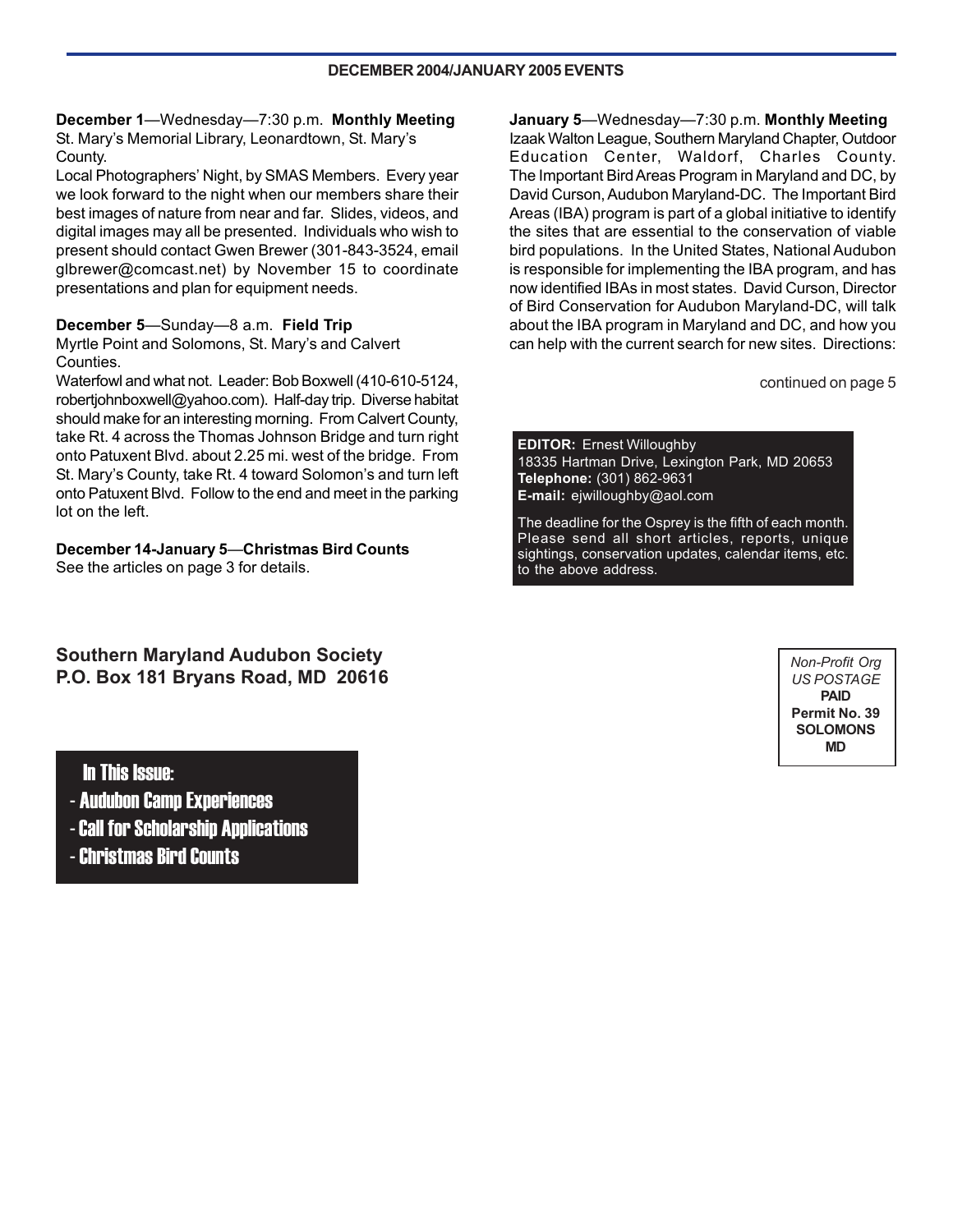## DECEMBER 2004/JANUARY 2005 EVENTS

**December 1**—Wednesday—7:30 p.m. **Monthly Meeting**
St. Mary's Memorial Library, Leonardtown, St. Mary's County.
Local Photographers' Night, by SMAS Members. Every year we look forward to the night when our members share their best images of nature from near and far. Slides, videos, and digital images may all be presented. Individuals who wish to present should contact Gwen Brewer (301-843-3524, email glbrewer@comcast.net) by November 15 to coordinate presentations and plan for equipment needs.

**December 5**—Sunday—8 a.m. **Field Trip**
Myrtle Point and Solomons, St. Mary's and Calvert Counties.
Waterfowl and what not. Leader: Bob Boxwell (410-610-5124, robertjohnboxwell@yahoo.com). Half-day trip. Diverse habitat should make for an interesting morning. From Calvert County, take Rt. 4 across the Thomas Johnson Bridge and turn right onto Patuxent Blvd. about 2.25 mi. west of the bridge. From St. Mary's County, take Rt. 4 toward Solomon's and turn left onto Patuxent Blvd. Follow to the end and meet in the parking lot on the left.

**December 14-January 5**—**Christmas Bird Counts**
See the articles on page 3 for details.

**January 5**—Wednesday—7:30 p.m. **Monthly Meeting**
Izaak Walton League, Southern Maryland Chapter, Outdoor Education Center, Waldorf, Charles County. The Important Bird Areas Program in Maryland and DC, by David Curson, Audubon Maryland-DC. The Important Bird Areas (IBA) program is part of a global initiative to identify the sites that are essential to the conservation of viable bird populations. In the United States, National Audubon is responsible for implementing the IBA program, and has now identified IBAs in most states. David Curson, Director of Bird Conservation for Audubon Maryland-DC, will talk about the IBA program in Maryland and DC, and how you can help with the current search for new sites. Directions:

continued on page 5

**EDITOR:** Ernest Willoughby
18335 Hartman Drive, Lexington Park, MD 20653
**Telephone:** (301) 862-9631
**E-mail:** ejwilloughby@aol.com

The deadline for the Osprey is the fifth of each month. Please send all short articles, reports, unique sightings, conservation updates, calendar items, etc. to the above address.

**Southern Maryland Audubon Society**
**P.O. Box 181 Bryans Road, MD 20616**

*Non-Profit Org*
*US POSTAGE*
**PAID**
**Permit No. 39**
**SOLOMONS**
**MD**

**In This Issue:**

- Audubon Camp Experiences
- Call for Scholarship Applications
- Christmas Bird Counts